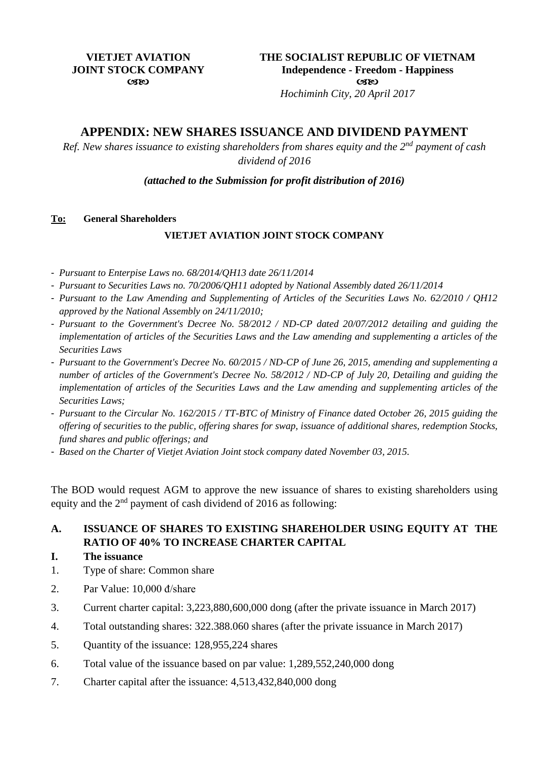**VIETJET AVIATION JOINT STOCK COMPANY**
**☙❧**

**THE SOCIALIST REPUBLIC OF VIETNAM**
**Independence - Freedom - Happiness**
**☙❧**

*Hochiminh City, 20 April 2017*

# APPENDIX: NEW SHARES ISSUANCE AND DIVIDEND PAYMENT

*Ref. New shares issuance to existing shareholders from shares equity and the 2nd payment of cash dividend of 2016*

***(attached to the Submission for profit distribution of 2016)***

**To:** **General Shareholders**

**VIETJET AVIATION JOINT STOCK COMPANY**

- *Pursuant to Enterpise Laws no. 68/2014/QH13 date 26/11/2014*
- *Pursuant to Securities Laws no. 70/2006/QH11 adopted by National Assembly dated 26/11/2014*
- *Pursuant to the Law Amending and Supplementing of Articles of the Securities Laws No. 62/2010 / QH12 approved by the National Assembly on 24/11/2010;*
- *Pursuant to the Government's Decree No. 58/2012 / ND-CP dated 20/07/2012 detailing and guiding the implementation of articles of the Securities Laws and the Law amending and supplementing a articles of the Securities Laws*
- *Pursuant to the Government's Decree No. 60/2015 / ND-CP of June 26, 2015, amending and supplementing a number of articles of the Government's Decree No. 58/2012 / ND-CP of July 20, Detailing and guiding the implementation of articles of the Securities Laws and the Law amending and supplementing articles of the Securities Laws;*
- *Pursuant to the Circular No. 162/2015 / TT-BTC of Ministry of Finance dated October 26, 2015 guiding the offering of securities to the public, offering shares for swap, issuance of additional shares, redemption Stocks, fund shares and public offerings; and*
- *Based on the Charter of Vietjet Aviation Joint stock company dated November 03, 2015.*

The BOD would request AGM to approve the new issuance of shares to existing shareholders using equity and the 2nd payment of cash dividend of 2016 as following:

## A. ISSUANCE OF SHARES TO EXISTING SHAREHOLDER USING EQUITY AT THE RATIO OF 40% TO INCREASE CHARTER CAPITAL

### I. The issuance

1. Type of share: Common share
2. Par Value: 10,000 đ/share
3. Current charter capital: 3,223,880,600,000 dong (after the private issuance in March 2017)
4. Total outstanding shares: 322.388.060 shares (after the private issuance in March 2017)
5. Quantity of the issuance: 128,955,224 shares
6. Total value of the issuance based on par value: 1,289,552,240,000 dong
7. Charter capital after the issuance: 4,513,432,840,000 dong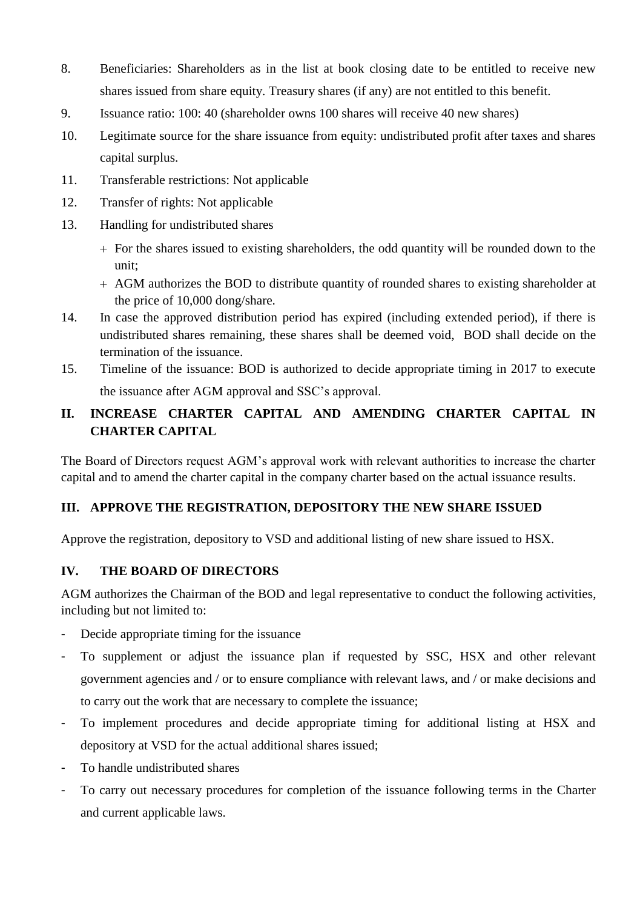8. Beneficiaries: Shareholders as in the list at book closing date to be entitled to receive new shares issued from share equity. Treasury shares (if any) are not entitled to this benefit.
9. Issuance ratio: 100: 40 (shareholder owns 100 shares will receive 40 new shares)
10. Legitimate source for the share issuance from equity: undistributed profit after taxes and shares capital surplus.
11. Transferable restrictions: Not applicable
12. Transfer of rights: Not applicable
13. Handling for undistributed shares
    + For the shares issued to existing shareholders, the odd quantity will be rounded down to the unit;
    + AGM authorizes the BOD to distribute quantity of rounded shares to existing shareholder at the price of 10,000 dong/share.
14. In case the approved distribution period has expired (including extended period), if there is undistributed shares remaining, these shares shall be deemed void, BOD shall decide on the termination of the issuance.
15. Timeline of the issuance: BOD is authorized to decide appropriate timing in 2017 to execute the issuance after AGM approval and SSC's approval.

## II. INCREASE CHARTER CAPITAL AND AMENDING CHARTER CAPITAL IN CHARTER CAPITAL

The Board of Directors request AGM's approval work with relevant authorities to increase the charter capital and to amend the charter capital in the company charter based on the actual issuance results.

## III. APPROVE THE REGISTRATION, DEPOSITORY THE NEW SHARE ISSUED

Approve the registration, depository to VSD and additional listing of new share issued to HSX.

## IV. THE BOARD OF DIRECTORS

AGM authorizes the Chairman of the BOD and legal representative to conduct the following activities, including but not limited to:

- Decide appropriate timing for the issuance
- To supplement or adjust the issuance plan if requested by SSC, HSX and other relevant government agencies and / or to ensure compliance with relevant laws, and / or make decisions and to carry out the work that are necessary to complete the issuance;
- To implement procedures and decide appropriate timing for additional listing at HSX and depository at VSD for the actual additional shares issued;
- To handle undistributed shares
- To carry out necessary procedures for completion of the issuance following terms in the Charter and current applicable laws.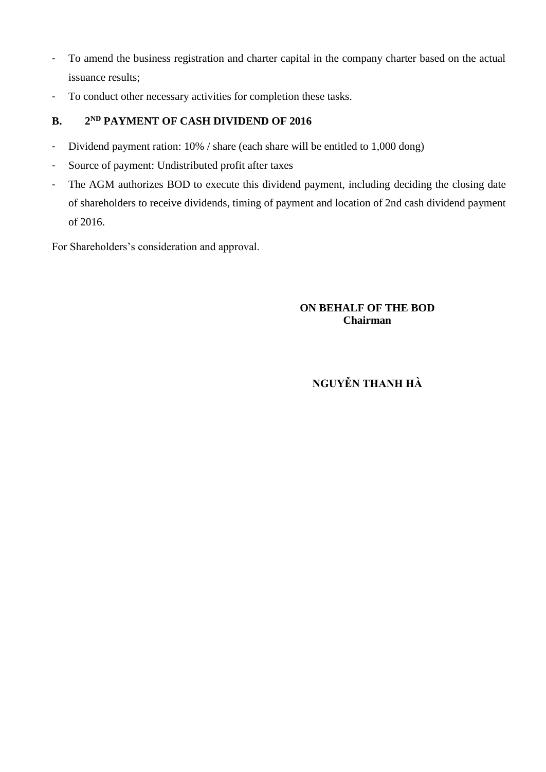- To amend the business registration and charter capital in the company charter based on the actual issuance results;
- To conduct other necessary activities for completion these tasks.

## B. 2[ND] PAYMENT OF CASH DIVIDEND OF 2016

- Dividend payment ration: 10% / share (each share will be entitled to 1,000 dong)
- Source of payment: Undistributed profit after taxes
- The AGM authorizes BOD to execute this dividend payment, including deciding the closing date of shareholders to receive dividends, timing of payment and location of 2nd cash dividend payment of 2016.

For Shareholders's consideration and approval.

**ON BEHALF OF THE BOD**
**Chairman**

**NGUYỄN THANH HÀ**